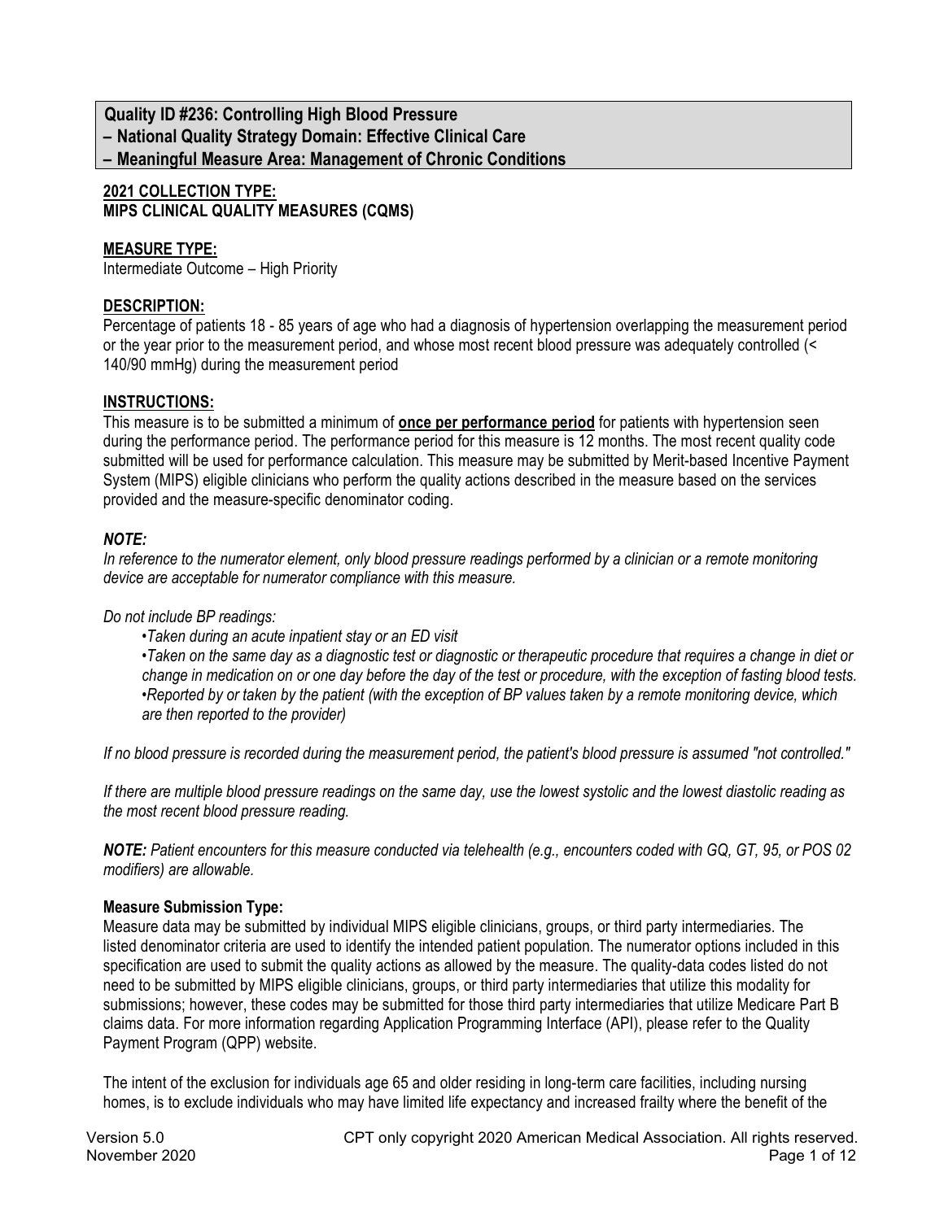## Quality ID #236: Controlling High Blood Pressure
## – National Quality Strategy Domain: Effective Clinical Care
## – Meaningful Measure Area: Management of Chronic Conditions

**2021 COLLECTION TYPE:**
**MIPS CLINICAL QUALITY MEASURES (CQMS)**

**MEASURE TYPE:**
Intermediate Outcome – High Priority

**DESCRIPTION:**
Percentage of patients 18 - 85 years of age who had a diagnosis of hypertension overlapping the measurement period or the year prior to the measurement period, and whose most recent blood pressure was adequately controlled (< 140/90 mmHg) during the measurement period

**INSTRUCTIONS:**
This measure is to be submitted a minimum of **once per performance period** for patients with hypertension seen during the performance period. The performance period for this measure is 12 months. The most recent quality code submitted will be used for performance calculation. This measure may be submitted by Merit-based Incentive Payment System (MIPS) eligible clinicians who perform the quality actions described in the measure based on the services provided and the measure-specific denominator coding.

***NOTE:***
*In reference to the numerator element, only blood pressure readings performed by a clinician or a remote monitoring device are acceptable for numerator compliance with this measure.*

*Do not include BP readings:*

- *Taken during an acute inpatient stay or an ED visit*
- *Taken on the same day as a diagnostic test or diagnostic or therapeutic procedure that requires a change in diet or change in medication on or one day before the day of the test or procedure, with the exception of fasting blood tests.*
- *Reported by or taken by the patient (with the exception of BP values taken by a remote monitoring device, which are then reported to the provider)*

*If no blood pressure is recorded during the measurement period, the patient's blood pressure is assumed "not controlled."*

*If there are multiple blood pressure readings on the same day, use the lowest systolic and the lowest diastolic reading as the most recent blood pressure reading.*

***NOTE:*** *Patient encounters for this measure conducted via telehealth (e.g., encounters coded with GQ, GT, 95, or POS 02 modifiers) are allowable.*

**Measure Submission Type:**
Measure data may be submitted by individual MIPS eligible clinicians, groups, or third party intermediaries. The listed denominator criteria are used to identify the intended patient population. The numerator options included in this specification are used to submit the quality actions as allowed by the measure. The quality-data codes listed do not need to be submitted by MIPS eligible clinicians, groups, or third party intermediaries that utilize this modality for submissions; however, these codes may be submitted for those third party intermediaries that utilize Medicare Part B claims data. For more information regarding Application Programming Interface (API), please refer to the Quality Payment Program (QPP) website.

The intent of the exclusion for individuals age 65 and older residing in long-term care facilities, including nursing homes, is to exclude individuals who may have limited life expectancy and increased frailty where the benefit of the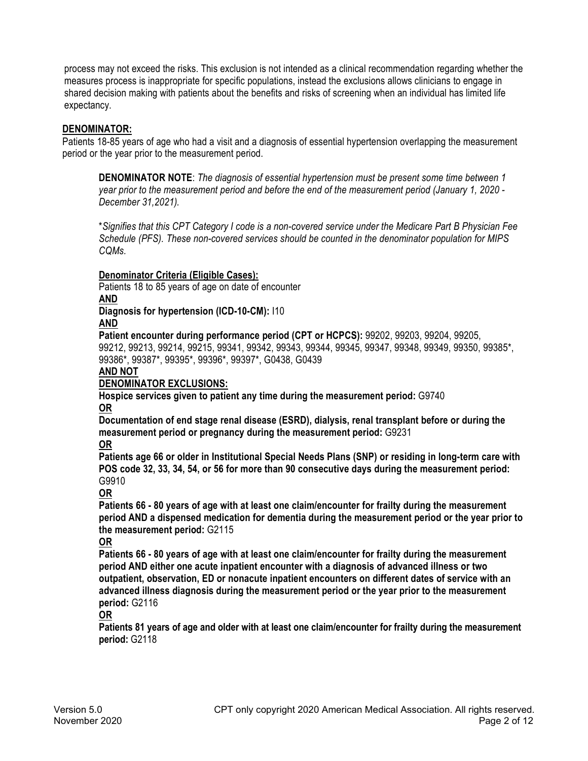process may not exceed the risks. This exclusion is not intended as a clinical recommendation regarding whether the measures process is inappropriate for specific populations, instead the exclusions allows clinicians to engage in shared decision making with patients about the benefits and risks of screening when an individual has limited life expectancy.

**DENOMINATOR:**

Patients 18-85 years of age who had a visit and a diagnosis of essential hypertension overlapping the measurement period or the year prior to the measurement period.

> **DENOMINATOR NOTE**: *The diagnosis of essential hypertension must be present some time between 1 year prior to the measurement period and before the end of the measurement period (January 1, 2020 - December 31,2021).*
>
> *\*Signifies that this CPT Category I code is a non-covered service under the Medicare Part B Physician Fee Schedule (PFS). These non-covered services should be counted in the denominator population for MIPS CQMs.*
>
> **Denominator Criteria (Eligible Cases):**
>
> Patients 18 to 85 years of age on date of encounter
>
> **AND**
>
> **Diagnosis for hypertension (ICD-10-CM):** I10
>
> **AND**
>
> **Patient encounter during performance period (CPT or HCPCS):** 99202, 99203, 99204, 99205, 99212, 99213, 99214, 99215, 99341, 99342, 99343, 99344, 99345, 99347, 99348, 99349, 99350, 99385\*, 99386\*, 99387\*, 99395\*, 99396\*, 99397\*, G0438, G0439
>
> **AND NOT**
>
> **DENOMINATOR EXCLUSIONS:**
>
> **Hospice services given to patient any time during the measurement period:** G9740
>
> **OR**
>
> **Documentation of end stage renal disease (ESRD), dialysis, renal transplant before or during the measurement period or pregnancy during the measurement period:** G9231
>
> **OR**
>
> **Patients age 66 or older in Institutional Special Needs Plans (SNP) or residing in long-term care with POS code 32, 33, 34, 54, or 56 for more than 90 consecutive days during the measurement period:** G9910
>
> **OR**
>
> **Patients 66 - 80 years of age with at least one claim/encounter for frailty during the measurement period AND a dispensed medication for dementia during the measurement period or the year prior to the measurement period:** G2115
>
> **OR**
>
> **Patients 66 - 80 years of age with at least one claim/encounter for frailty during the measurement period AND either one acute inpatient encounter with a diagnosis of advanced illness or two outpatient, observation, ED or nonacute inpatient encounters on different dates of service with an advanced illness diagnosis during the measurement period or the year prior to the measurement period:** G2116
>
> **OR**
>
> **Patients 81 years of age and older with at least one claim/encounter for frailty during the measurement period:** G2118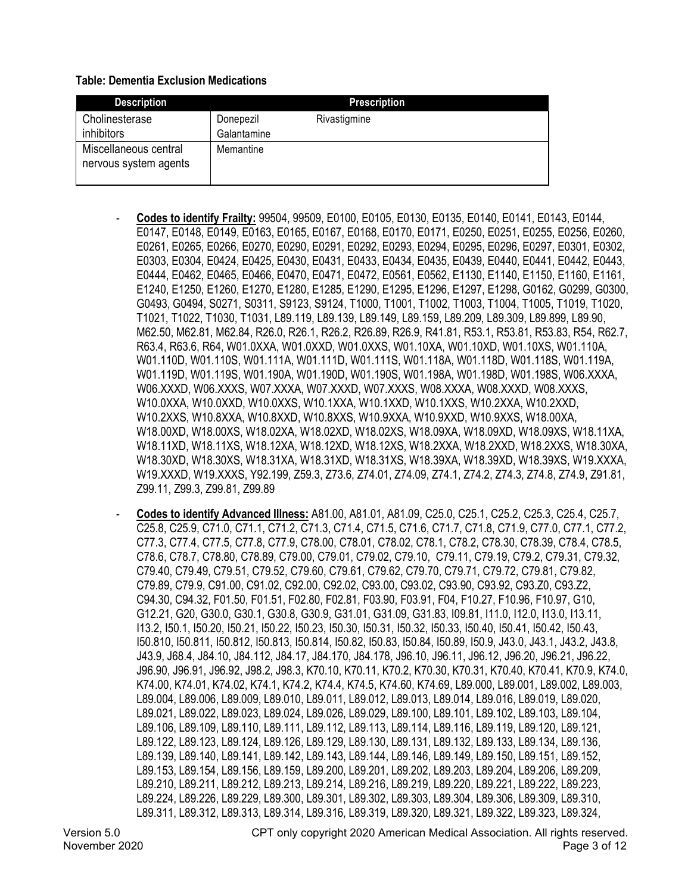**Table: Dementia Exclusion Medications**

| Description | Prescription |
| --- | --- |
| Cholinesterase inhibitors | Donepezil Galantamine Rivastigmine |
| Miscellaneous central nervous system agents | Memantine |

- **Codes to identify Frailty:** 99504, 99509, E0100, E0105, E0130, E0135, E0140, E0141, E0143, E0144, E0147, E0148, E0149, E0163, E0165, E0167, E0168, E0170, E0171, E0250, E0251, E0255, E0256, E0260, E0261, E0265, E0266, E0270, E0290, E0291, E0292, E0293, E0294, E0295, E0296, E0297, E0301, E0302, E0303, E0304, E0424, E0425, E0430, E0431, E0433, E0434, E0435, E0439, E0440, E0441, E0442, E0443, E0444, E0462, E0465, E0466, E0470, E0471, E0472, E0561, E0562, E1130, E1140, E1150, E1160, E1161, E1240, E1250, E1260, E1270, E1280, E1285, E1290, E1295, E1296, E1297, E1298, G0162, G0299, G0300, G0493, G0494, S0271, S0311, S9123, S9124, T1000, T1001, T1002, T1003, T1004, T1005, T1019, T1020, T1021, T1022, T1030, T1031, L89.119, L89.139, L89.149, L89.159, L89.209, L89.309, L89.899, L89.90, M62.50, M62.81, M62.84, R26.0, R26.1, R26.2, R26.89, R26.9, R41.81, R53.1, R53.81, R53.83, R54, R62.7, R63.4, R63.6, R64, W01.0XXA, W01.0XXD, W01.0XXS, W01.10XA, W01.10XD, W01.10XS, W01.110A, W01.110D, W01.110S, W01.111A, W01.111D, W01.111S, W01.118A, W01.118D, W01.118S, W01.119A, W01.119D, W01.119S, W01.190A, W01.190D, W01.190S, W01.198A, W01.198D, W01.198S, W06.XXXA, W06.XXXD, W06.XXXS, W07.XXXA, W07.XXXD, W07.XXXS, W08.XXXA, W08.XXXD, W08.XXXS, W10.0XXA, W10.0XXD, W10.0XXS, W10.1XXA, W10.1XXD, W10.1XXS, W10.2XXA, W10.2XXD, W10.2XXS, W10.8XXA, W10.8XXD, W10.8XXS, W10.9XXA, W10.9XXD, W10.9XXS, W18.00XA, W18.00XD, W18.00XS, W18.02XA, W18.02XD, W18.02XS, W18.09XA, W18.09XD, W18.09XS, W18.11XA, W18.11XD, W18.11XS, W18.12XA, W18.12XD, W18.12XS, W18.2XXA, W18.2XXD, W18.2XXS, W18.30XA, W18.30XD, W18.30XS, W18.31XA, W18.31XD, W18.31XS, W18.39XA, W18.39XD, W18.39XS, W19.XXXA, W19.XXXD, W19.XXXS, Y92.199, Z59.3, Z73.6, Z74.01, Z74.09, Z74.1, Z74.2, Z74.3, Z74.8, Z74.9, Z91.81, Z99.11, Z99.3, Z99.81, Z99.89
- **Codes to identify Advanced Illness:** A81.00, A81.01, A81.09, C25.0, C25.1, C25.2, C25.3, C25.4, C25.7, C25.8, C25.9, C71.0, C71.1, C71.2, C71.3, C71.4, C71.5, C71.6, C71.7, C71.8, C71.9, C77.0, C77.1, C77.2, C77.3, C77.4, C77.5, C77.8, C77.9, C78.00, C78.01, C78.02, C78.1, C78.2, C78.30, C78.39, C78.4, C78.5, C78.6, C78.7, C78.80, C78.89, C79.00, C79.01, C79.02, C79.10, C79.11, C79.19, C79.2, C79.31, C79.32, C79.40, C79.49, C79.51, C79.52, C79.60, C79.61, C79.62, C79.70, C79.71, C79.72, C79.81, C79.82, C79.89, C79.9, C91.00, C91.02, C92.00, C92.02, C93.00, C93.02, C93.90, C93.92, C93.Z0, C93.Z2, C94.30, C94.32, F01.50, F01.51, F02.80, F02.81, F03.90, F03.91, F04, F10.27, F10.96, F10.97, G10, G12.21, G20, G30.0, G30.1, G30.8, G30.9, G31.01, G31.09, G31.83, I09.81, I11.0, I12.0, I13.0, I13.11, I13.2, I50.1, I50.20, I50.21, I50.22, I50.23, I50.30, I50.31, I50.32, I50.33, I50.40, I50.41, I50.42, I50.43, I50.810, I50.811, I50.812, I50.813, I50.814, I50.82, I50.83, I50.84, I50.89, I50.9, J43.0, J43.1, J43.2, J43.8, J43.9, J68.4, J84.10, J84.112, J84.17, J84.170, J84.178, J96.10, J96.11, J96.12, J96.20, J96.21, J96.22, J96.90, J96.91, J96.92, J98.2, J98.3, K70.10, K70.11, K70.2, K70.30, K70.31, K70.40, K70.41, K70.9, K74.0, K74.00, K74.01, K74.02, K74.1, K74.2, K74.4, K74.5, K74.60, K74.69, L89.000, L89.001, L89.002, L89.003, L89.004, L89.006, L89.009, L89.010, L89.011, L89.012, L89.013, L89.014, L89.016, L89.019, L89.020, L89.021, L89.022, L89.023, L89.024, L89.026, L89.029, L89.100, L89.101, L89.102, L89.103, L89.104, L89.106, L89.109, L89.110, L89.111, L89.112, L89.113, L89.114, L89.116, L89.119, L89.120, L89.121, L89.122, L89.123, L89.124, L89.126, L89.129, L89.130, L89.131, L89.132, L89.133, L89.134, L89.136, L89.139, L89.140, L89.141, L89.142, L89.143, L89.144, L89.146, L89.149, L89.150, L89.151, L89.152, L89.153, L89.154, L89.156, L89.159, L89.200, L89.201, L89.202, L89.203, L89.204, L89.206, L89.209, L89.210, L89.211, L89.212, L89.213, L89.214, L89.216, L89.219, L89.220, L89.221, L89.222, L89.223, L89.224, L89.226, L89.229, L89.300, L89.301, L89.302, L89.303, L89.304, L89.306, L89.309, L89.310, L89.311, L89.312, L89.313, L89.314, L89.316, L89.319, L89.320, L89.321, L89.322, L89.323, L89.324,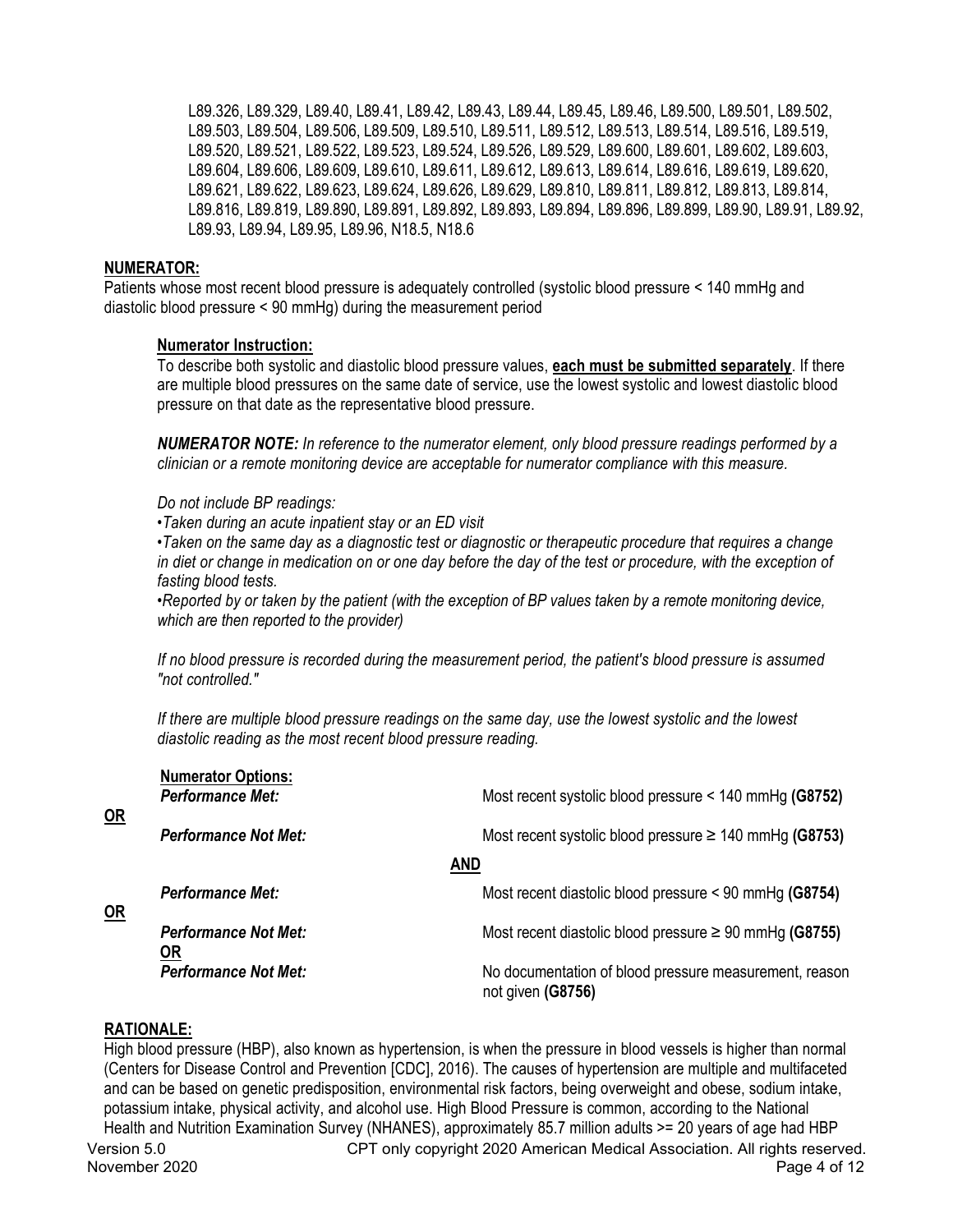L89.326, L89.329, L89.40, L89.41, L89.42, L89.43, L89.44, L89.45, L89.46, L89.500, L89.501, L89.502, L89.503, L89.504, L89.506, L89.509, L89.510, L89.511, L89.512, L89.513, L89.514, L89.516, L89.519, L89.520, L89.521, L89.522, L89.523, L89.524, L89.526, L89.529, L89.600, L89.601, L89.602, L89.603, L89.604, L89.606, L89.609, L89.610, L89.611, L89.612, L89.613, L89.614, L89.616, L89.619, L89.620, L89.621, L89.622, L89.623, L89.624, L89.626, L89.629, L89.810, L89.811, L89.812, L89.813, L89.814, L89.816, L89.819, L89.890, L89.891, L89.892, L89.893, L89.894, L89.896, L89.899, L89.90, L89.91, L89.92, L89.93, L89.94, L89.95, L89.96, N18.5, N18.6

**NUMERATOR:**

Patients whose most recent blood pressure is adequately controlled (systolic blood pressure < 140 mmHg and diastolic blood pressure < 90 mmHg) during the measurement period

**Numerator Instruction:**

To describe both systolic and diastolic blood pressure values, **each must be submitted separately**. If there are multiple blood pressures on the same date of service, use the lowest systolic and lowest diastolic blood pressure on that date as the representative blood pressure.

***NUMERATOR NOTE:*** *In reference to the numerator element, only blood pressure readings performed by a clinician or a remote monitoring device are acceptable for numerator compliance with this measure.*

*Do not include BP readings:*

*•Taken during an acute inpatient stay or an ED visit*

*•Taken on the same day as a diagnostic test or diagnostic or therapeutic procedure that requires a change in diet or change in medication on or one day before the day of the test or procedure, with the exception of fasting blood tests.*

*•Reported by or taken by the patient (with the exception of BP values taken by a remote monitoring device, which are then reported to the provider)*

*If no blood pressure is recorded during the measurement period, the patient's blood pressure is assumed "not controlled."*

*If there are multiple blood pressure readings on the same day, use the lowest systolic and the lowest diastolic reading as the most recent blood pressure reading.*

**Numerator Options:**

***Performance Met:*** Most recent systolic blood pressure < 140 mmHg **(G8752)**

**OR**

***Performance Not Met:*** Most recent systolic blood pressure ≥ 140 mmHg **(G8753)**

**AND**

***Performance Met:*** Most recent diastolic blood pressure < 90 mmHg **(G8754)**

**OR**

***Performance Not Met:*** Most recent diastolic blood pressure ≥ 90 mmHg **(G8755)**

**OR**

***Performance Not Met:*** No documentation of blood pressure measurement, reason not given **(G8756)**

**RATIONALE:**

High blood pressure (HBP), also known as hypertension, is when the pressure in blood vessels is higher than normal (Centers for Disease Control and Prevention [CDC], 2016). The causes of hypertension are multiple and multifaceted and can be based on genetic predisposition, environmental risk factors, being overweight and obese, sodium intake, potassium intake, physical activity, and alcohol use. High Blood Pressure is common, according to the National Health and Nutrition Examination Survey (NHANES), approximately 85.7 million adults >= 20 years of age had HBP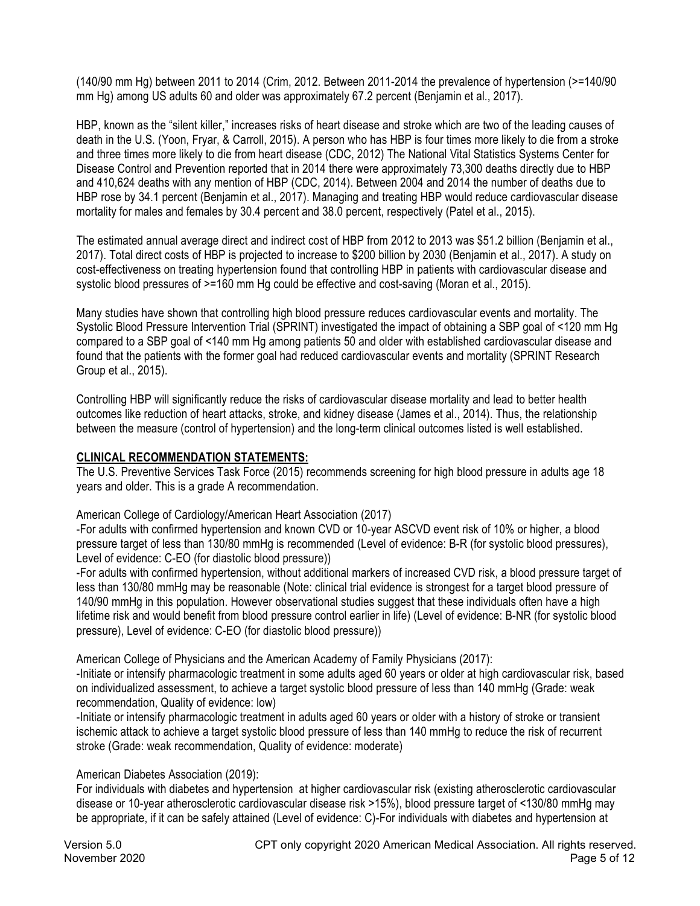(140/90 mm Hg) between 2011 to 2014 (Crim, 2012. Between 2011-2014 the prevalence of hypertension (>=140/90 mm Hg) among US adults 60 and older was approximately 67.2 percent (Benjamin et al., 2017).

HBP, known as the "silent killer," increases risks of heart disease and stroke which are two of the leading causes of death in the U.S. (Yoon, Fryar, & Carroll, 2015). A person who has HBP is four times more likely to die from a stroke and three times more likely to die from heart disease (CDC, 2012) The National Vital Statistics Systems Center for Disease Control and Prevention reported that in 2014 there were approximately 73,300 deaths directly due to HBP and 410,624 deaths with any mention of HBP (CDC, 2014). Between 2004 and 2014 the number of deaths due to HBP rose by 34.1 percent (Benjamin et al., 2017). Managing and treating HBP would reduce cardiovascular disease mortality for males and females by 30.4 percent and 38.0 percent, respectively (Patel et al., 2015).

The estimated annual average direct and indirect cost of HBP from 2012 to 2013 was $51.2 billion (Benjamin et al., 2017). Total direct costs of HBP is projected to increase to $200 billion by 2030 (Benjamin et al., 2017). A study on cost-effectiveness on treating hypertension found that controlling HBP in patients with cardiovascular disease and systolic blood pressures of >=160 mm Hg could be effective and cost-saving (Moran et al., 2015).

Many studies have shown that controlling high blood pressure reduces cardiovascular events and mortality. The Systolic Blood Pressure Intervention Trial (SPRINT) investigated the impact of obtaining a SBP goal of <120 mm Hg compared to a SBP goal of <140 mm Hg among patients 50 and older with established cardiovascular disease and found that the patients with the former goal had reduced cardiovascular events and mortality (SPRINT Research Group et al., 2015).

Controlling HBP will significantly reduce the risks of cardiovascular disease mortality and lead to better health outcomes like reduction of heart attacks, stroke, and kidney disease (James et al., 2014). Thus, the relationship between the measure (control of hypertension) and the long-term clinical outcomes listed is well established.

## CLINICAL RECOMMENDATION STATEMENTS:

The U.S. Preventive Services Task Force (2015) recommends screening for high blood pressure in adults age 18 years and older. This is a grade A recommendation.

American College of Cardiology/American Heart Association (2017)
-For adults with confirmed hypertension and known CVD or 10-year ASCVD event risk of 10% or higher, a blood pressure target of less than 130/80 mmHg is recommended (Level of evidence: B-R (for systolic blood pressures), Level of evidence: C-EO (for diastolic blood pressure))
-For adults with confirmed hypertension, without additional markers of increased CVD risk, a blood pressure target of less than 130/80 mmHg may be reasonable (Note: clinical trial evidence is strongest for a target blood pressure of 140/90 mmHg in this population. However observational studies suggest that these individuals often have a high lifetime risk and would benefit from blood pressure control earlier in life) (Level of evidence: B-NR (for systolic blood pressure), Level of evidence: C-EO (for diastolic blood pressure))

American College of Physicians and the American Academy of Family Physicians (2017):
-Initiate or intensify pharmacologic treatment in some adults aged 60 years or older at high cardiovascular risk, based on individualized assessment, to achieve a target systolic blood pressure of less than 140 mmHg (Grade: weak recommendation, Quality of evidence: low)
-Initiate or intensify pharmacologic treatment in adults aged 60 years or older with a history of stroke or transient ischemic attack to achieve a target systolic blood pressure of less than 140 mmHg to reduce the risk of recurrent stroke (Grade: weak recommendation, Quality of evidence: moderate)

American Diabetes Association (2019):
For individuals with diabetes and hypertension at higher cardiovascular risk (existing atherosclerotic cardiovascular disease or 10-year atherosclerotic cardiovascular disease risk >15%), blood pressure target of <130/80 mmHg may be appropriate, if it can be safely attained (Level of evidence: C)-For individuals with diabetes and hypertension at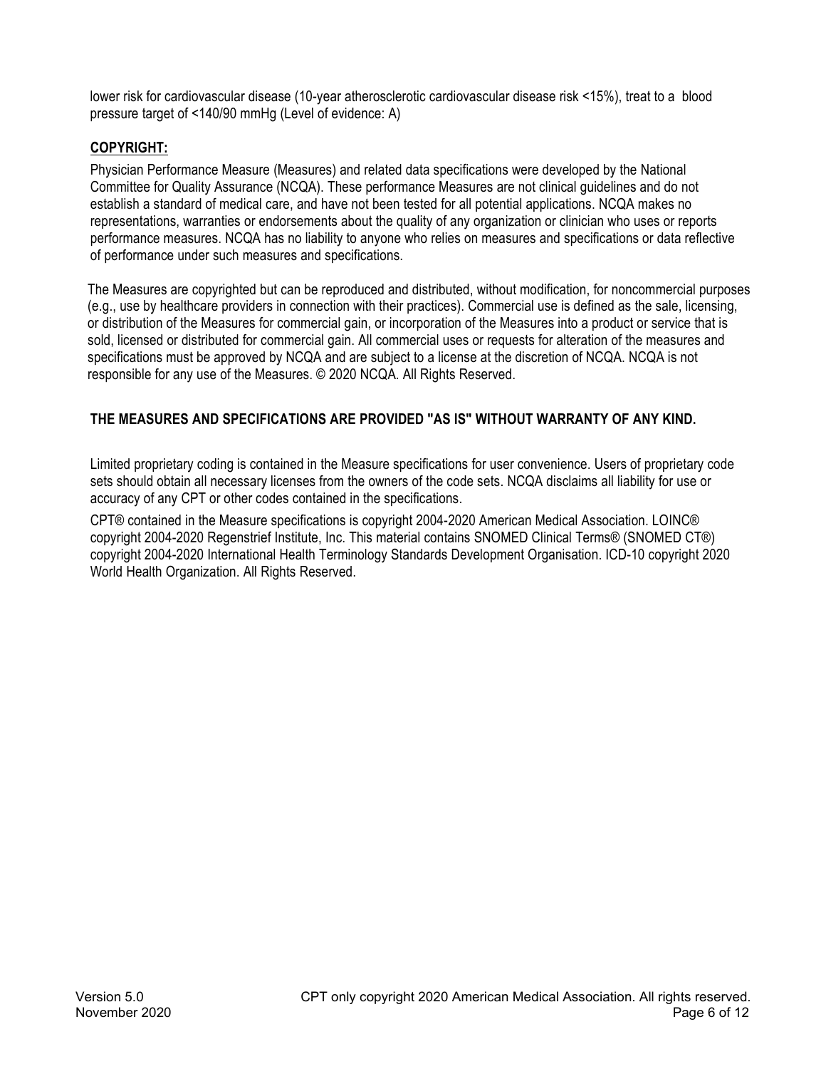lower risk for cardiovascular disease (10-year atherosclerotic cardiovascular disease risk <15%), treat to a blood pressure target of <140/90 mmHg (Level of evidence: A)

**COPYRIGHT:**

Physician Performance Measure (Measures) and related data specifications were developed by the National Committee for Quality Assurance (NCQA). These performance Measures are not clinical guidelines and do not establish a standard of medical care, and have not been tested for all potential applications. NCQA makes no representations, warranties or endorsements about the quality of any organization or clinician who uses or reports performance measures. NCQA has no liability to anyone who relies on measures and specifications or data reflective of performance under such measures and specifications.

The Measures are copyrighted but can be reproduced and distributed, without modification, for noncommercial purposes (e.g., use by healthcare providers in connection with their practices). Commercial use is defined as the sale, licensing, or distribution of the Measures for commercial gain, or incorporation of the Measures into a product or service that is sold, licensed or distributed for commercial gain. All commercial uses or requests for alteration of the measures and specifications must be approved by NCQA and are subject to a license at the discretion of NCQA. NCQA is not responsible for any use of the Measures. © 2020 NCQA. All Rights Reserved.

**THE MEASURES AND SPECIFICATIONS ARE PROVIDED "AS IS" WITHOUT WARRANTY OF ANY KIND.**

Limited proprietary coding is contained in the Measure specifications for user convenience. Users of proprietary code sets should obtain all necessary licenses from the owners of the code sets. NCQA disclaims all liability for use or accuracy of any CPT or other codes contained in the specifications.

CPT® contained in the Measure specifications is copyright 2004-2020 American Medical Association. LOINC® copyright 2004-2020 Regenstrief Institute, Inc. This material contains SNOMED Clinical Terms® (SNOMED CT®) copyright 2004-2020 International Health Terminology Standards Development Organisation. ICD-10 copyright 2020 World Health Organization. All Rights Reserved.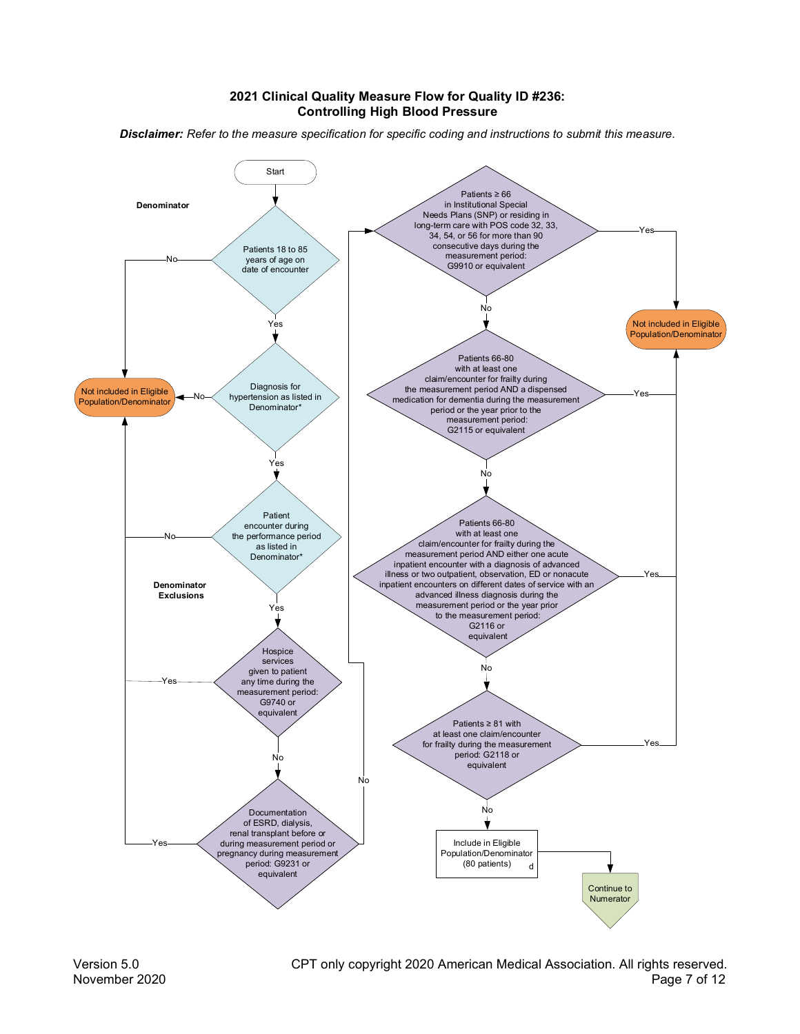# 2021 Clinical Quality Measure Flow for Quality ID #236: Controlling High Blood Pressure

***Disclaimer:*** *Refer to the measure specification for specific coding and instructions to submit this measure.*

Start

**Denominator**

Patients 18 to 85 years of age on date of encounter
- No → Not included in Eligible Population/Denominator
- Yes ↓

Diagnosis for hypertension as listed in Denominator*
- No → Not included in Eligible Population/Denominator
- Yes ↓

Patient encounter during the performance period as listed in Denominator*
- No → Not included in Eligible Population/Denominator
- Yes ↓

**Denominator Exclusions**

Hospice services given to patient any time during the measurement period: G9740 or equivalent
- Yes → Not included in Eligible Population/Denominator
- No ↓

Documentation of ESRD, dialysis, renal transplant before or during measurement period or pregnancy during measurement period: G9231 or equivalent
- Yes → Not included in Eligible Population/Denominator
- No ↓

Patients ≥ 66 in Institutional Special Needs Plans (SNP) or residing in long-term care with POS code 32, 33, 34, 54, or 56 for more than 90 consecutive days during the measurement period: G9910 or equivalent
- Yes → Not included in Eligible Population/Denominator
- No ↓

Patients 66-80 with at least one claim/encounter for frailty during the measurement period AND a dispensed medication for dementia during the measurement period or the year prior to the measurement period: G2115 or equivalent
- Yes → Not included in Eligible Population/Denominator
- No ↓

Patients 66-80 with at least one claim/encounter for frailty during the measurement period AND either one acute inpatient encounter with a diagnosis of advanced illness or two outpatient, observation, ED or nonacute inpatient encounters on different dates of service with an advanced illness diagnosis during the measurement period or the year prior to the measurement period: G2116 or equivalent
- Yes → Not included in Eligible Population/Denominator
- No ↓

Patients ≥ 81 with at least one claim/encounter for frailty during the measurement period: G2118 or equivalent
- Yes → Not included in Eligible Population/Denominator
- No ↓

Include in Eligible Population/Denominator (80 patients) d

Continue to Numerator

Version 5.0
November 2020

CPT only copyright 2020 American Medical Association. All rights reserved.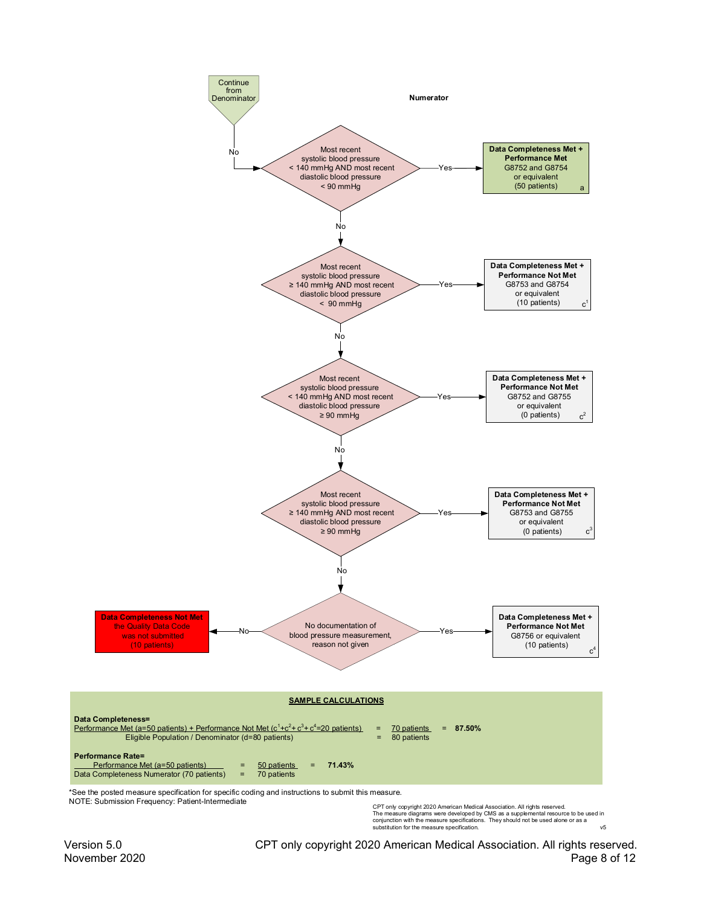Continue from Denominator

**Numerator**

No →

**Most recent systolic blood pressure < 140 mmHg AND most recent diastolic blood pressure < 90 mmHg**

- Yes → **Data Completeness Met + Performance Met** G8752 and G8754 or equivalent (50 patients) a
- No ↓

**Most recent systolic blood pressure ≥ 140 mmHg AND most recent diastolic blood pressure < 90 mmHg**

- Yes → **Data Completeness Met + Performance Not Met** G8753 and G8754 or equivalent (10 patients) $c^1$
- No ↓

**Most recent systolic blood pressure < 140 mmHg AND most recent diastolic blood pressure ≥ 90 mmHg**

- Yes → **Data Completeness Met + Performance Not Met** G8752 and G8755 or equivalent (0 patients) $c^2$
- No ↓

**Most recent systolic blood pressure ≥ 140 mmHg AND most recent diastolic blood pressure ≥ 90 mmHg**

- Yes → **Data Completeness Met + Performance Not Met** G8753 and G8755 or equivalent (0 patients) $c^3$
- No ↓

**No documentation of blood pressure measurement, reason not given**

- Yes → **Data Completeness Met + Performance Not Met** G8756 or equivalent (10 patients) $c^4$
- No → **Data Completeness Not Met** the Quality Data Code was not submitted (10 patients)

## SAMPLE CALCULATIONS

**Data Completeness=**

$$\frac{\text{Performance Met (a=50 patients) + Performance Not Met } (c^1+c^2+c^3+c^4=20 \text{ patients})}{\text{Eligible Population / Denominator (d=80 patients)}} = \frac{70 \text{ patients}}{80 \text{ patients}} = \mathbf{87.50\%}$$

**Performance Rate=**

$$\frac{\text{Performance Met (a=50 patients)}}{\text{Data Completeness Numerator (70 patients)}} = \frac{50 \text{ patients}}{70 \text{ patients}} = \mathbf{71.43\%}$$

*See the posted measure specification for specific coding and instructions to submit this measure.

NOTE: Submission Frequency: Patient-Intermediate

CPT only copyright 2020 American Medical Association. All rights reserved.
The measure diagrams were developed by CMS as a supplemental resource to be used in conjunction with the measure specifications. They should not be used alone or as a substitution for the measure specification.

v5

Version 5.0
November 2020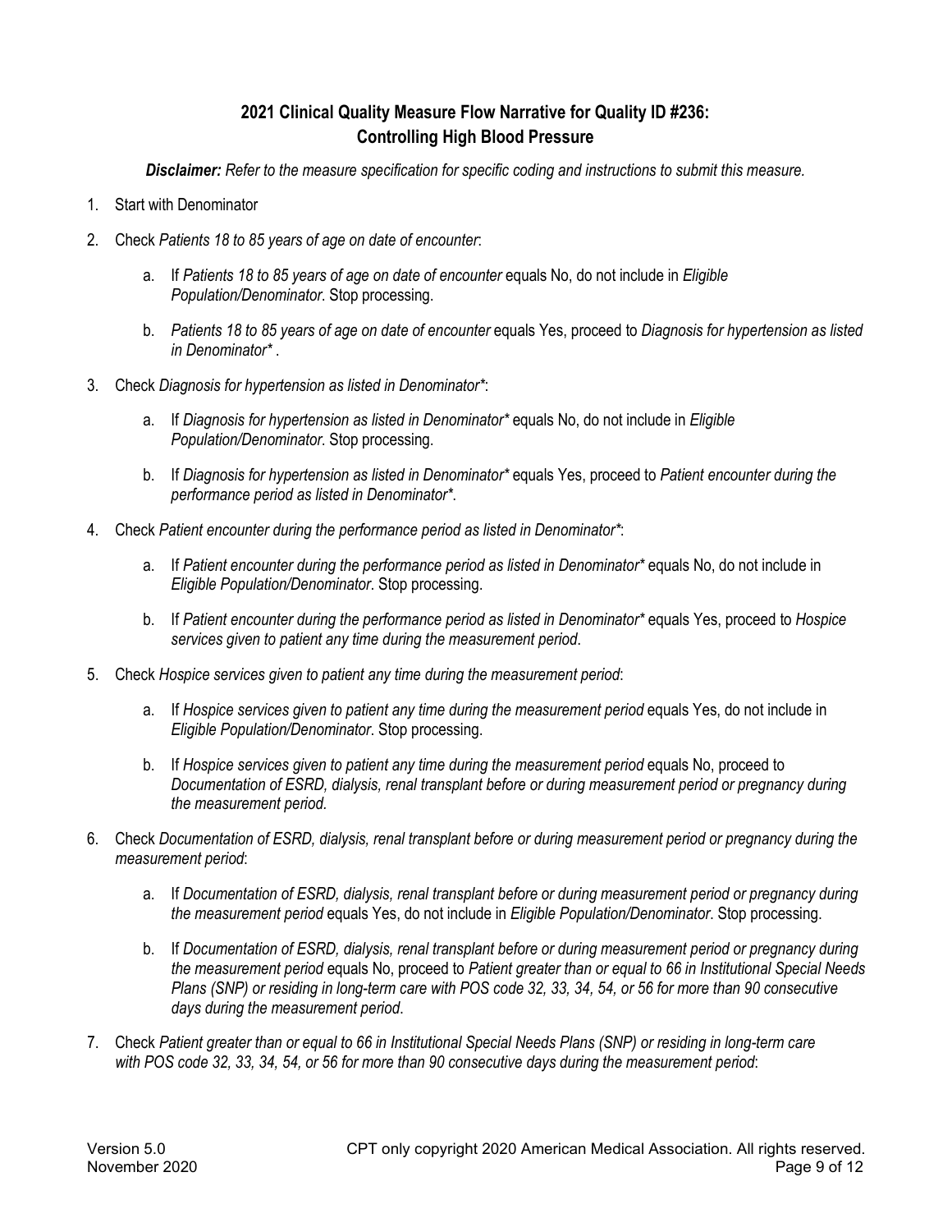## 2021 Clinical Quality Measure Flow Narrative for Quality ID #236: Controlling High Blood Pressure

***Disclaimer:** Refer to the measure specification for specific coding and instructions to submit this measure.*

1. Start with Denominator
2. Check *Patients 18 to 85 years of age on date of encounter*:
   a. If *Patients 18 to 85 years of age on date of encounter* equals No, do not include in *Eligible Population/Denominator*. Stop processing.
   b. *Patients 18 to 85 years of age on date of encounter* equals Yes, proceed to *Diagnosis for hypertension as listed in Denominator** .
3. Check *Diagnosis for hypertension as listed in Denominator**:
   a. If *Diagnosis for hypertension as listed in Denominator** equals No, do not include in *Eligible Population/Denominator*. Stop processing.
   b. If *Diagnosis for hypertension as listed in Denominator** equals Yes, proceed to *Patient encounter during the performance period as listed in Denominator**.
4. Check *Patient encounter during the performance period as listed in Denominator**:
   a. If *Patient encounter during the performance period as listed in Denominator** equals No, do not include in *Eligible Population/Denominator*. Stop processing.
   b. If *Patient encounter during the performance period as listed in Denominator** equals Yes, proceed to *Hospice services given to patient any time during the measurement period*.
5. Check *Hospice services given to patient any time during the measurement period*:
   a. If *Hospice services given to patient any time during the measurement period* equals Yes, do not include in *Eligible Population/Denominator*. Stop processing.
   b. If *Hospice services given to patient any time during the measurement period* equals No, proceed to *Documentation of ESRD, dialysis, renal transplant before or during measurement period or pregnancy during the measurement period.*
6. Check *Documentation of ESRD, dialysis, renal transplant before or during measurement period or pregnancy during the measurement period*:
   a. If *Documentation of ESRD, dialysis, renal transplant before or during measurement period or pregnancy during the measurement period* equals Yes, do not include in *Eligible Population/Denominator*. Stop processing.
   b. If *Documentation of ESRD, dialysis, renal transplant before or during measurement period or pregnancy during the measurement period* equals No, proceed to *Patient greater than or equal to 66 in Institutional Special Needs Plans (SNP) or residing in long-term care with POS code 32, 33, 34, 54, or 56 for more than 90 consecutive days during the measurement period*.
7. Check *Patient greater than or equal to 66 in Institutional Special Needs Plans (SNP) or residing in long-term care with POS code 32, 33, 34, 54, or 56 for more than 90 consecutive days during the measurement period*: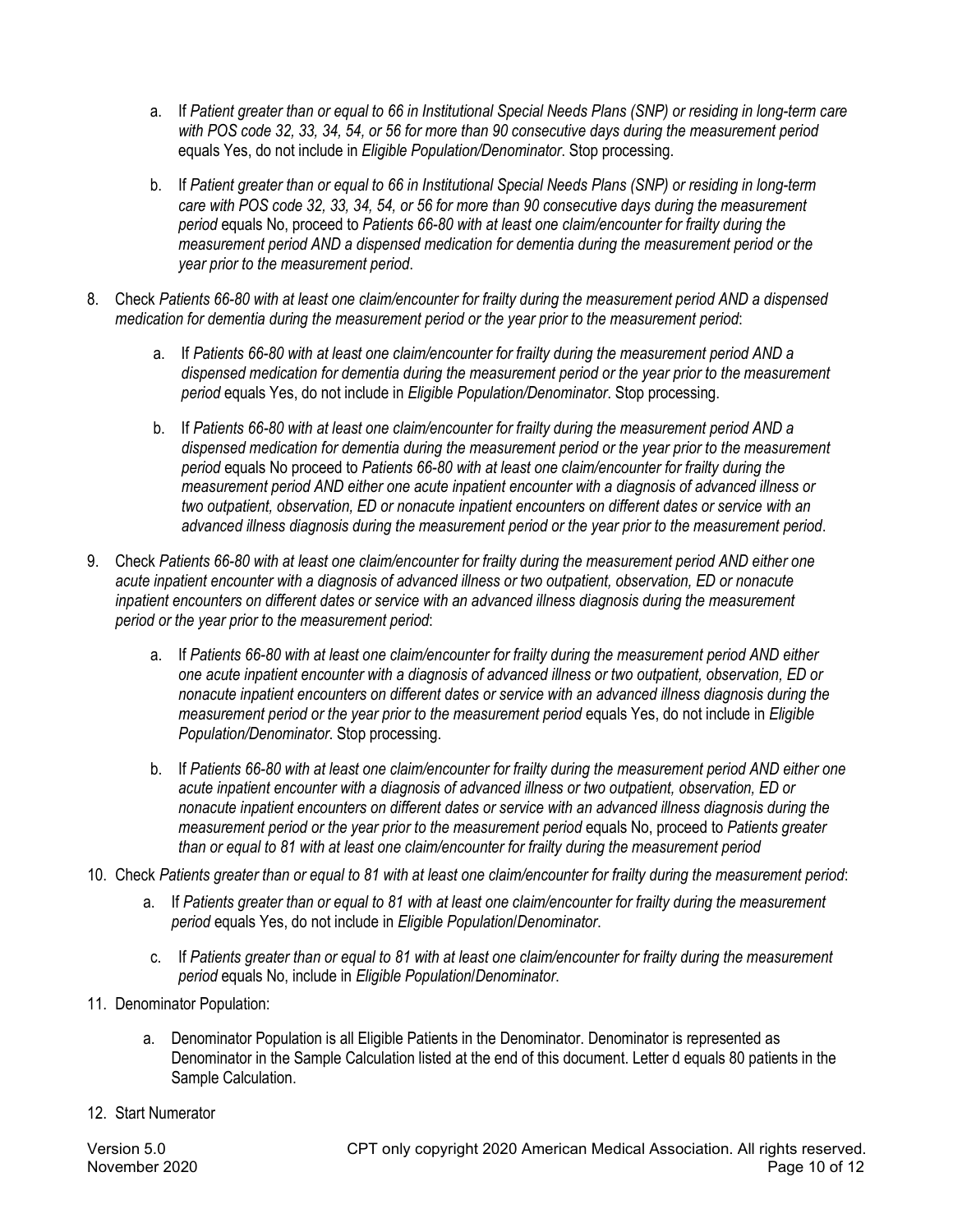a. If *Patient greater than or equal to 66 in Institutional Special Needs Plans (SNP) or residing in long-term care with POS code 32, 33, 34, 54, or 56 for more than 90 consecutive days during the measurement period* equals Yes, do not include in *Eligible Population/Denominator*. Stop processing.

b. If *Patient greater than or equal to 66 in Institutional Special Needs Plans (SNP) or residing in long-term care with POS code 32, 33, 34, 54, or 56 for more than 90 consecutive days during the measurement period* equals No, proceed to *Patients 66-80 with at least one claim/encounter for frailty during the measurement period AND a dispensed medication for dementia during the measurement period or the year prior to the measurement period*.

8. Check *Patients 66-80 with at least one claim/encounter for frailty during the measurement period AND a dispensed medication for dementia during the measurement period or the year prior to the measurement period*:

   a. If *Patients 66-80 with at least one claim/encounter for frailty during the measurement period AND a dispensed medication for dementia during the measurement period or the year prior to the measurement period* equals Yes, do not include in *Eligible Population/Denominator*. Stop processing.

   b. If *Patients 66-80 with at least one claim/encounter for frailty during the measurement period AND a dispensed medication for dementia during the measurement period or the year prior to the measurement period* equals No proceed to *Patients 66-80 with at least one claim/encounter for frailty during the measurement period AND either one acute inpatient encounter with a diagnosis of advanced illness or two outpatient, observation, ED or nonacute inpatient encounters on different dates or service with an advanced illness diagnosis during the measurement period or the year prior to the measurement period*.

9. Check *Patients 66-80 with at least one claim/encounter for frailty during the measurement period AND either one acute inpatient encounter with a diagnosis of advanced illness or two outpatient, observation, ED or nonacute inpatient encounters on different dates or service with an advanced illness diagnosis during the measurement period or the year prior to the measurement period*:

   a. If *Patients 66-80 with at least one claim/encounter for frailty during the measurement period AND either one acute inpatient encounter with a diagnosis of advanced illness or two outpatient, observation, ED or nonacute inpatient encounters on different dates or service with an advanced illness diagnosis during the measurement period or the year prior to the measurement period* equals Yes, do not include in *Eligible Population/Denominator*. Stop processing.

   b. If *Patients 66-80 with at least one claim/encounter for frailty during the measurement period AND either one acute inpatient encounter with a diagnosis of advanced illness or two outpatient, observation, ED or nonacute inpatient encounters on different dates or service with an advanced illness diagnosis during the measurement period or the year prior to the measurement period* equals No, proceed to *Patients greater than or equal to 81 with at least one claim/encounter for frailty during the measurement period*

10. Check *Patients greater than or equal to 81 with at least one claim/encounter for frailty during the measurement period*:

    a. If *Patients greater than or equal to 81 with at least one claim/encounter for frailty during the measurement period* equals Yes, do not include in *Eligible Population*/*Denominator*.

    c. If *Patients greater than or equal to 81 with at least one claim/encounter for frailty during the measurement period* equals No, include in *Eligible Population*/*Denominator*.

11. Denominator Population:

    a. Denominator Population is all Eligible Patients in the Denominator. Denominator is represented as Denominator in the Sample Calculation listed at the end of this document. Letter d equals 80 patients in the Sample Calculation.

12. Start Numerator

Version 5.0
November 2020

CPT only copyright 2020 American Medical Association. All rights reserved.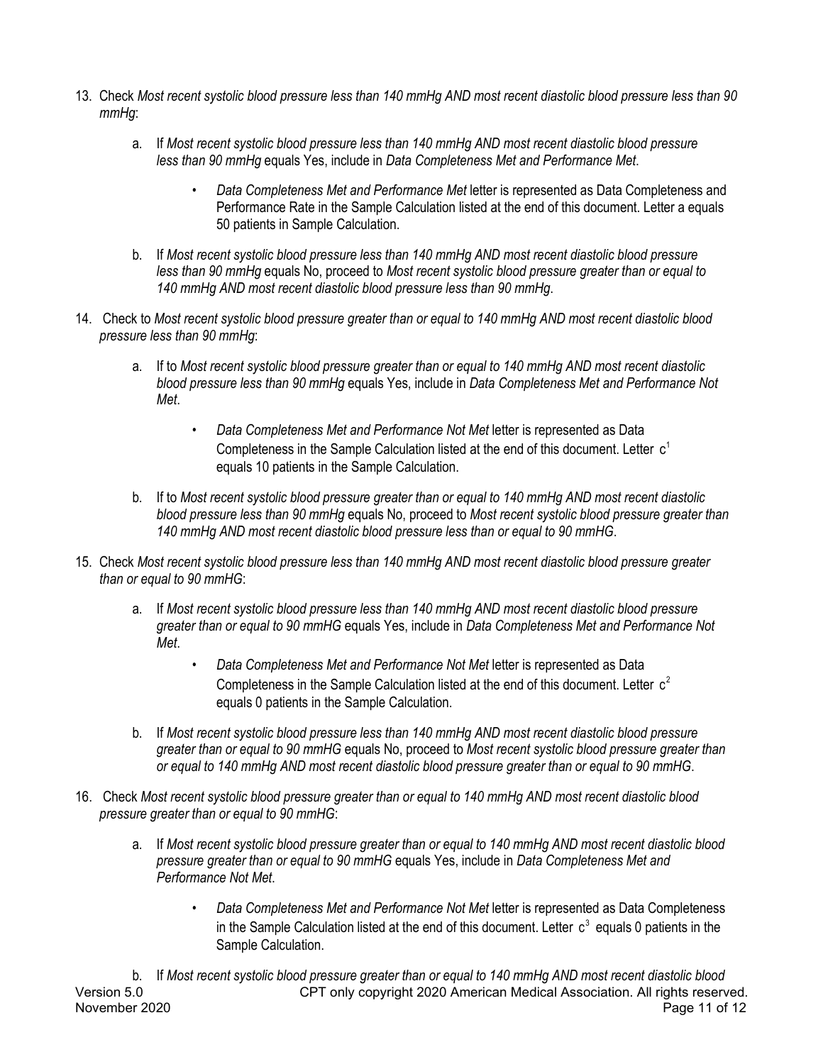13. Check *Most recent systolic blood pressure less than 140 mmHg AND most recent diastolic blood pressure less than 90 mmHg*:

    a. If *Most recent systolic blood pressure less than 140 mmHg AND most recent diastolic blood pressure less than 90 mmHg* equals Yes, include in *Data Completeness Met and Performance Met*.

        - *Data Completeness Met and Performance Met* letter is represented as Data Completeness and Performance Rate in the Sample Calculation listed at the end of this document. Letter a equals 50 patients in Sample Calculation.

    b. If *Most recent systolic blood pressure less than 140 mmHg AND most recent diastolic blood pressure less than 90 mmHg* equals No, proceed to *Most recent systolic blood pressure greater than or equal to 140 mmHg AND most recent diastolic blood pressure less than 90 mmHg*.

14. Check to *Most recent systolic blood pressure greater than or equal to 140 mmHg AND most recent diastolic blood pressure less than 90 mmHg*:

    a. If to *Most recent systolic blood pressure greater than or equal to 140 mmHg AND most recent diastolic blood pressure less than 90 mmHg* equals Yes, include in *Data Completeness Met and Performance Not Met*.

        - *Data Completeness Met and Performance Not Met* letter is represented as Data Completeness in the Sample Calculation listed at the end of this document. Letter $c^1$ equals 10 patients in the Sample Calculation.

    b. If to *Most recent systolic blood pressure greater than or equal to 140 mmHg AND most recent diastolic blood pressure less than 90 mmHg* equals No, proceed to *Most recent systolic blood pressure greater than 140 mmHg AND most recent diastolic blood pressure less than or equal to 90 mmHG*.

15. Check *Most recent systolic blood pressure less than 140 mmHg AND most recent diastolic blood pressure greater than or equal to 90 mmHG*:

    a. If *Most recent systolic blood pressure less than 140 mmHg AND most recent diastolic blood pressure greater than or equal to 90 mmHG* equals Yes, include in *Data Completeness Met and Performance Not Met*.

        - *Data Completeness Met and Performance Not Met* letter is represented as Data Completeness in the Sample Calculation listed at the end of this document. Letter $c^2$ equals 0 patients in the Sample Calculation.

    b. If *Most recent systolic blood pressure less than 140 mmHg AND most recent diastolic blood pressure greater than or equal to 90 mmHG* equals No, proceed to *Most recent systolic blood pressure greater than or equal to 140 mmHg AND most recent diastolic blood pressure greater than or equal to 90 mmHG*.

16. Check *Most recent systolic blood pressure greater than or equal to 140 mmHg AND most recent diastolic blood pressure greater than or equal to 90 mmHG*:

    a. If *Most recent systolic blood pressure greater than or equal to 140 mmHg AND most recent diastolic blood pressure greater than or equal to 90 mmHG* equals Yes, include in *Data Completeness Met and Performance Not Met*.

        - *Data Completeness Met and Performance Not Met* letter is represented as Data Completeness in the Sample Calculation listed at the end of this document. Letter $c^3$ equals 0 patients in the Sample Calculation.

    b. If *Most recent systolic blood pressure greater than or equal to 140 mmHg AND most recent diastolic blood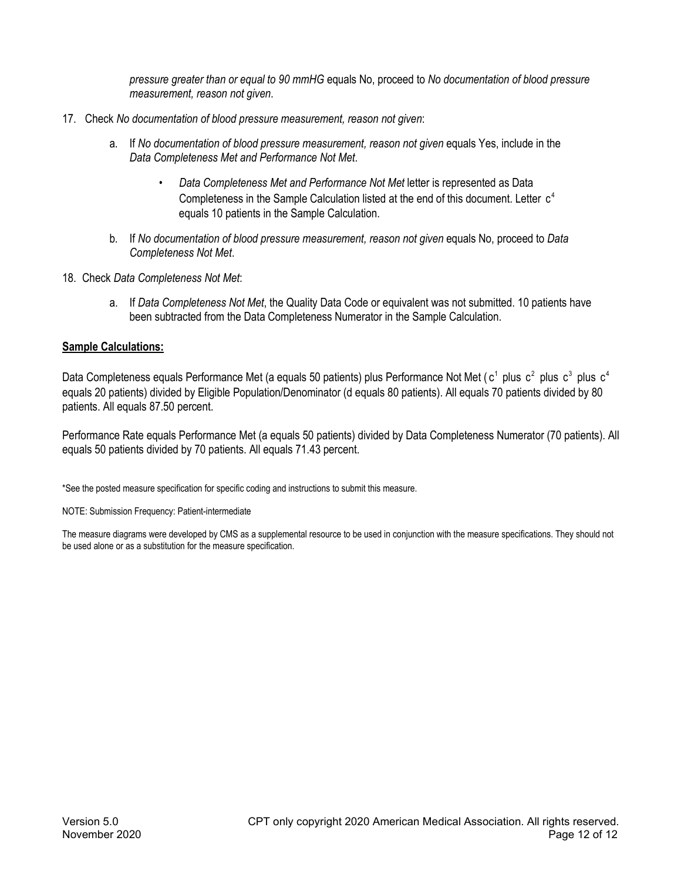*pressure greater than or equal to 90 mmHG* equals No, proceed to *No documentation of blood pressure measurement, reason not given*.

17. Check *No documentation of blood pressure measurement, reason not given*:

    a. If *No documentation of blood pressure measurement, reason not given* equals Yes, include in the *Data Completeness Met and Performance Not Met*.

       - *Data Completeness Met and Performance Not Met* letter is represented as Data Completeness in the Sample Calculation listed at the end of this document. Letter $c^4$ equals 10 patients in the Sample Calculation.

    b. If *No documentation of blood pressure measurement, reason not given* equals No, proceed to *Data Completeness Not Met*.

18. Check *Data Completeness Not Met*:

    a. If *Data Completeness Not Met*, the Quality Data Code or equivalent was not submitted. 10 patients have been subtracted from the Data Completeness Numerator in the Sample Calculation.

**Sample Calculations:**

Data Completeness equals Performance Met (a equals 50 patients) plus Performance Not Met ($c^1$ plus $c^2$ plus $c^3$ plus $c^4$ equals 20 patients) divided by Eligible Population/Denominator (d equals 80 patients). All equals 70 patients divided by 80 patients. All equals 87.50 percent.

Performance Rate equals Performance Met (a equals 50 patients) divided by Data Completeness Numerator (70 patients). All equals 50 patients divided by 70 patients. All equals 71.43 percent.

*See the posted measure specification for specific coding and instructions to submit this measure.

NOTE: Submission Frequency: Patient-intermediate

The measure diagrams were developed by CMS as a supplemental resource to be used in conjunction with the measure specifications. They should not be used alone or as a substitution for the measure specification.

Version 5.0
November 2020

CPT only copyright 2020 American Medical Association. All rights reserved.